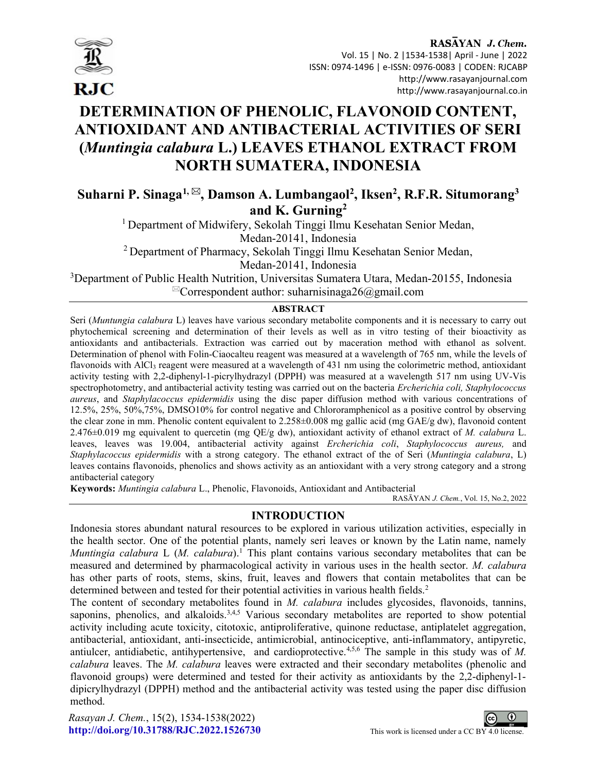# DETERMINATION OF PHENOLIC, FLAVONOID CONTENT, ANTIOXIDANT AND ANTIBACTERIAL ACTIVITIES OF SERI (*Muntingia calabura* L.) LEAVES ETHANOL EXTRACT FROM NORTH SUMATERA, INDONESIA

**Suharni P. Sinaga[1,✉], Damson A. Lumbangaol[2], Iksen[2], R.F.R. Situmorang[3] and K. Gurning[2]**

[1] Department of Midwifery, Sekolah Tinggi Ilmu Kesehatan Senior Medan, Medan-20141, Indonesia

[2] Department of Pharmacy, Sekolah Tinggi Ilmu Kesehatan Senior Medan, Medan-20141, Indonesia

[3] Department of Public Health Nutrition, Universitas Sumatera Utara, Medan-20155, Indonesia

✉Correspondent author: suharnisinaga26@gmail.com

## ABSTRACT

Seri (*Muntungia calabura* L) leaves have various secondary metabolite components and it is necessary to carry out phytochemical screening and determination of their levels as well as in vitro testing of their bioactivity as antioxidants and antibacterials. Extraction was carried out by maceration method with ethanol as solvent. Determination of phenol with Folin-Ciaocalteu reagent was measured at a wavelength of 765 nm, while the levels of flavonoids with $AlCl_3$ reagent were measured at a wavelength of 431 nm using the colorimetric method, antioxidant activity testing with 2,2-diphenyl-1-picrylhydrazyl (DPPH) was measured at a wavelength 517 nm using UV-Vis spectrophotometry, and antibacterial activity testing was carried out on the bacteria *Ercherichia coli, Staphylococcus aureus*, and *Staphylacoccus epidermidis* using the disc paper diffusion method with various concentrations of 12.5%, 25%, 50%,75%, DMSO10% for control negative and Chlororamphenicol as a positive control by observing the clear zone in mm. Phenolic content equivalent to 2.258±0.008 mg gallic acid (mg GAE/g dw), flavonoid content 2.476±0.019 mg equivalent to quercetin (mg QE/g dw), antioxidant activity of ethanol extract of *M. calabura* L. leaves, leaves was 19.004, antibacterial activity against *Ercherichia coli*, *Staphylococcus aureus,* and *Staphylacoccus epidermidis* with a strong category. The ethanol extract of the of Seri (*Muntingia calabura*, L) leaves contains flavonoids, phenolics and shows activity as an antioxidant with a very strong category and a strong antibacterial category

**Keywords:** *Muntingia calabura* L., Phenolic, Flavonoids, Antioxidant and Antibacterial

## INTRODUCTION

Indonesia stores abundant natural resources to be explored in various utilization activities, especially in the health sector. One of the potential plants, namely seri leaves or known by the Latin name, namely *Muntingia calabura* L (*M. calabura*).[1] This plant contains various secondary metabolites that can be measured and determined by pharmacological activity in various uses in the health sector. *M. calabura* has other parts of roots, stems, skins, fruit, leaves and flowers that contain metabolites that can be determined between and tested for their potential activities in various health fields.[2]

The content of secondary metabolites found in *M. calabura* includes glycosides, flavonoids, tannins, saponins, phenolics, and alkaloids.[3,4,5] Various secondary metabolites are reported to show potential activity including acute toxicity, citotoxic, antiproliferative, quinone reductase, antiplatelet aggregation, antibacterial, antioxidant, anti-insecticide, antimicrobial, antinociceptive, anti-inflammatory, antipyretic, antiulcer, antidiabetic, antihypertensive, and cardioprotective.[4,5,6] The sample in this study was of *M. calabura* leaves. The *M. calabura* leaves were extracted and their secondary metabolites (phenolic and flavonoid groups) were determined and tested for their activity as antioxidants by the 2,2-diphenyl-1-dipicrylhydrazyl (DPPH) method and the antibacterial activity was tested using the paper disc diffusion method.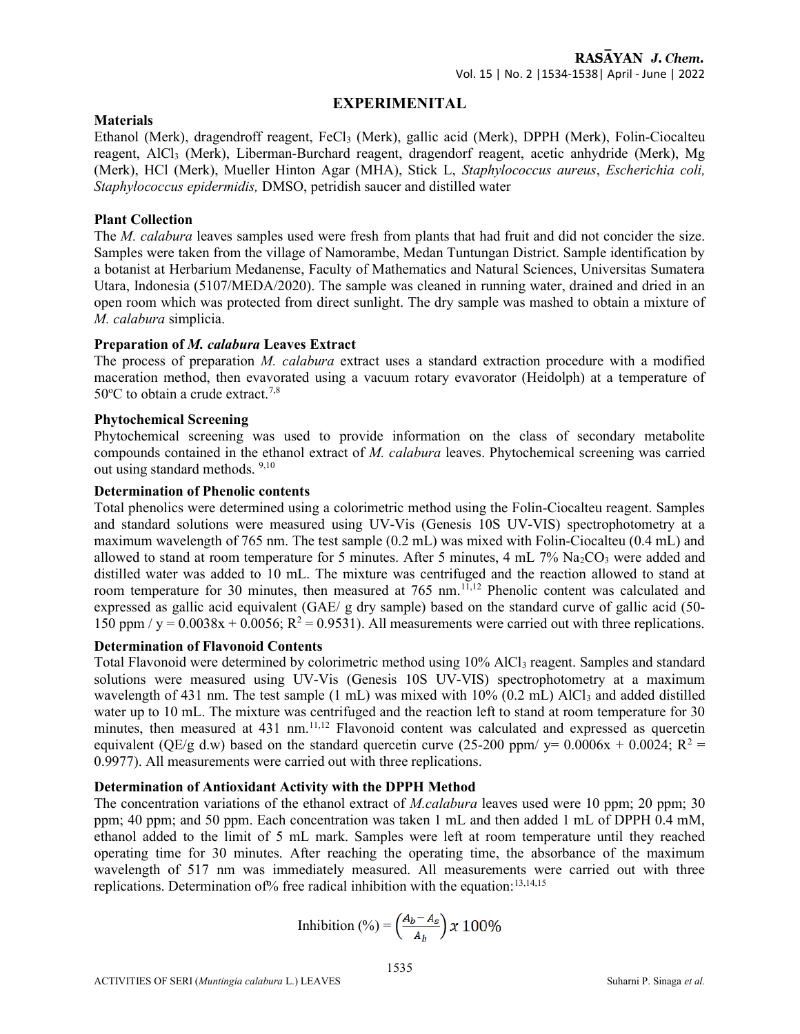## EXPERIMENITAL

### Materials

Ethanol (Merk), dragendroff reagent, $FeCl_3$ (Merk), gallic acid (Merk), DPPH (Merk), Folin-Ciocalteu reagent, $AlCl_3$ (Merk), Liberman-Burchard reagent, dragendorf reagent, acetic anhydride (Merk), Mg (Merk), HCl (Merk), Mueller Hinton Agar (MHA), Stick L, *Staphylococcus aureus*, *Escherichia coli, Staphylococcus epidermidis,* DMSO, petridish saucer and distilled water

### Plant Collection

The *M. calabura* leaves samples used were fresh from plants that had fruit and did not concider the size. Samples were taken from the village of Namorambe, Medan Tuntungan District. Sample identification by a botanist at Herbarium Medanense, Faculty of Mathematics and Natural Sciences, Universitas Sumatera Utara, Indonesia (5107/MEDA/2020). The sample was cleaned in running water, drained and dried in an open room which was protected from direct sunlight. The dry sample was mashed to obtain a mixture of *M. calabura* simplicia.

### Preparation of *M. calabura* Leaves Extract

The process of preparation *M. calabura* extract uses a standard extraction procedure with a modified maceration method, then evavorated using a vacuum rotary evavorator (Heidolph) at a temperature of 50°C to obtain a crude extract.[7,8]

### Phytochemical Screening

Phytochemical screening was used to provide information on the class of secondary metabolite compounds contained in the ethanol extract of *M. calabura* leaves. Phytochemical screening was carried out using standard methods. [9,10]

### Determination of Phenolic contents

Total phenolics were determined using a colorimetric method using the Folin-Ciocalteu reagent. Samples and standard solutions were measured using UV-Vis (Genesis 10S UV-VIS) spectrophotometry at a maximum wavelength of 765 nm. The test sample (0.2 mL) was mixed with Folin-Ciocalteu (0.4 mL) and allowed to stand at room temperature for 5 minutes. After 5 minutes, 4 mL 7% $Na_2CO_3$ were added and distilled water was added to 10 mL. The mixture was centrifuged and the reaction allowed to stand at room temperature for 30 minutes, then measured at 765 nm.[11,12] Phenolic content was calculated and expressed as gallic acid equivalent (GAE/ g dry sample) based on the standard curve of gallic acid (50-150 ppm / $y = 0.0038x + 0.0056$; $R^2 = 0.9531$). All measurements were carried out with three replications.

### Determination of Flavonoid Contents

Total Flavonoid were determined by colorimetric method using 10% $AlCl_3$ reagent. Samples and standard solutions were measured using UV-Vis (Genesis 10S UV-VIS) spectrophotometry at a maximum wavelength of 431 nm. The test sample (1 mL) was mixed with 10% (0.2 mL) $AlCl_3$ and added distilled water up to 10 mL. The mixture was centrifuged and the reaction left to stand at room temperature for 30 minutes, then measured at 431 nm.[11,12] Flavonoid content was calculated and expressed as quercetin equivalent (QE/g d.w) based on the standard quercetin curve (25-200 ppm/ $y= 0.0006x + 0.0024$; $R^2 = 0.9977$). All measurements were carried out with three replications.

### Determination of Antioxidant Activity with the DPPH Method

The concentration variations of the ethanol extract of *M.calabura* leaves used were 10 ppm; 20 ppm; 30 ppm; 40 ppm; and 50 ppm. Each concentration was taken 1 mL and then added 1 mL of DPPH 0.4 mM, ethanol added to the limit of 5 mL mark. Samples were left at room temperature until they reached operating time for 30 minutes. After reaching the operating time, the absorbance of the maximum wavelength of 517 nm was immediately measured. All measurements were carried out with three replications. Determination of% free radical inhibition with the equation:[13,14,15]

$$\text{Inhibition (\%)} = \left(\frac{A_b - A_s}{A_b}\right) x\ 100\%$$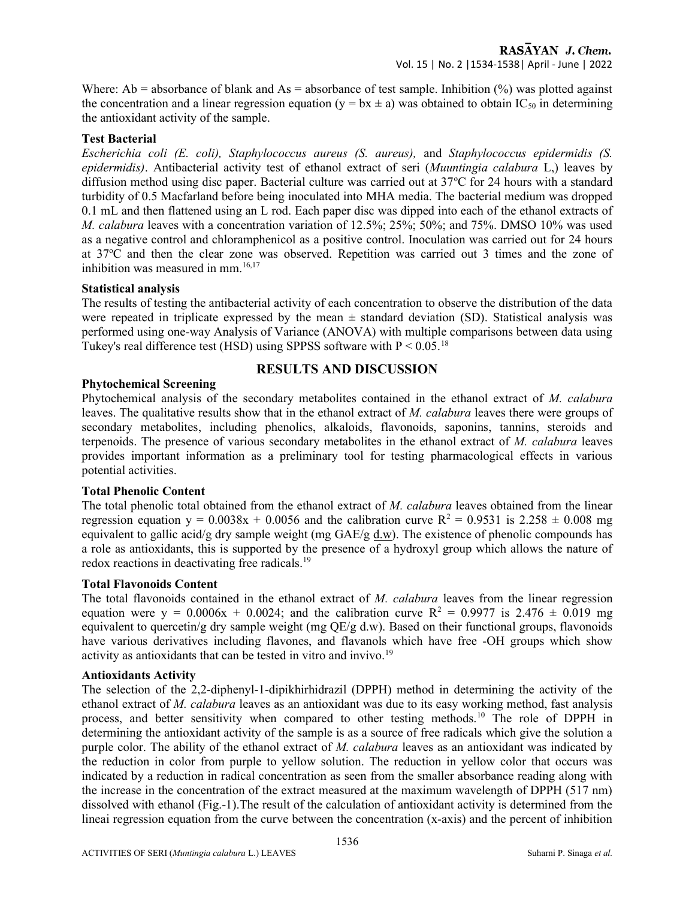Where: Ab = absorbance of blank and As = absorbance of test sample. Inhibition (%) was plotted against the concentration and a linear regression equation ($y = bx \pm a$) was obtained to obtain $IC_{50}$ in determining the antioxidant activity of the sample.

### Test Bacterial

*Escherichia coli (E. coli), Staphylococcus aureus (S. aureus),* and *Staphylococcus epidermidis (S. epidermidis)*. Antibacterial activity test of ethanol extract of seri (*Muuntingia calabura* L,) leaves by diffusion method using disc paper. Bacterial culture was carried out at 37ºC for 24 hours with a standard turbidity of 0.5 Macfarland before being inoculated into MHA media. The bacterial medium was dropped 0.1 mL and then flattened using an L rod. Each paper disc was dipped into each of the ethanol extracts of *M. calabura* leaves with a concentration variation of 12.5%; 25%; 50%; and 75%. DMSO 10% was used as a negative control and chloramphenicol as a positive control. Inoculation was carried out for 24 hours at 37ºC and then the clear zone was observed. Repetition was carried out 3 times and the zone of inhibition was measured in mm.[16,17]

### Statistical analysis

The results of testing the antibacterial activity of each concentration to observe the distribution of the data were repeated in triplicate expressed by the mean ± standard deviation (SD). Statistical analysis was performed using one-way Analysis of Variance (ANOVA) with multiple comparisons between data using Tukey's real difference test (HSD) using SPPSS software with $P < 0.05$.[18]

## RESULTS AND DISCUSSION

### Phytochemical Screening

Phytochemical analysis of the secondary metabolites contained in the ethanol extract of *M. calabura* leaves. The qualitative results show that in the ethanol extract of *M. calabura* leaves there were groups of secondary metabolites, including phenolics, alkaloids, flavonoids, saponins, tannins, steroids and terpenoids. The presence of various secondary metabolites in the ethanol extract of *M. calabura* leaves provides important information as a preliminary tool for testing pharmacological effects in various potential activities.

### Total Phenolic Content

The total phenolic total obtained from the ethanol extract of *M. calabura* leaves obtained from the linear regression equation $y = 0.0038x + 0.0056$ and the calibration curve $R^2 = 0.9531$ is 2.258 ± 0.008 mg equivalent to gallic acid/g dry sample weight (mg GAE/g d.w). The existence of phenolic compounds has a role as antioxidants, this is supported by the presence of a hydroxyl group which allows the nature of redox reactions in deactivating free radicals.[19]

### Total Flavonoids Content

The total flavonoids contained in the ethanol extract of *M. calabura* leaves from the linear regression equation were $y = 0.0006x + 0.0024$; and the calibration curve $R^2 = 0.9977$ is 2.476 ± 0.019 mg equivalent to quercetin/g dry sample weight (mg QE/g d.w). Based on their functional groups, flavonoids have various derivatives including flavones, and flavanols which have free -OH groups which show activity as antioxidants that can be tested in vitro and invivo.[19]

### Antioxidants Activity

The selection of the 2,2-diphenyl-1-dipikhirhidrazil (DPPH) method in determining the activity of the ethanol extract of *M. calabura* leaves as an antioxidant was due to its easy working method, fast analysis process, and better sensitivity when compared to other testing methods.[10] The role of DPPH in determining the antioxidant activity of the sample is as a source of free radicals which give the solution a purple color. The ability of the ethanol extract of *M. calabura* leaves as an antioxidant was indicated by the reduction in color from purple to yellow solution. The reduction in yellow color that occurs was indicated by a reduction in radical concentration as seen from the smaller absorbance reading along with the increase in the concentration of the extract measured at the maximum wavelength of DPPH (517 nm) dissolved with ethanol (Fig.-1).The result of the calculation of antioxidant activity is determined from the lineai regression equation from the curve between the concentration (x-axis) and the percent of inhibition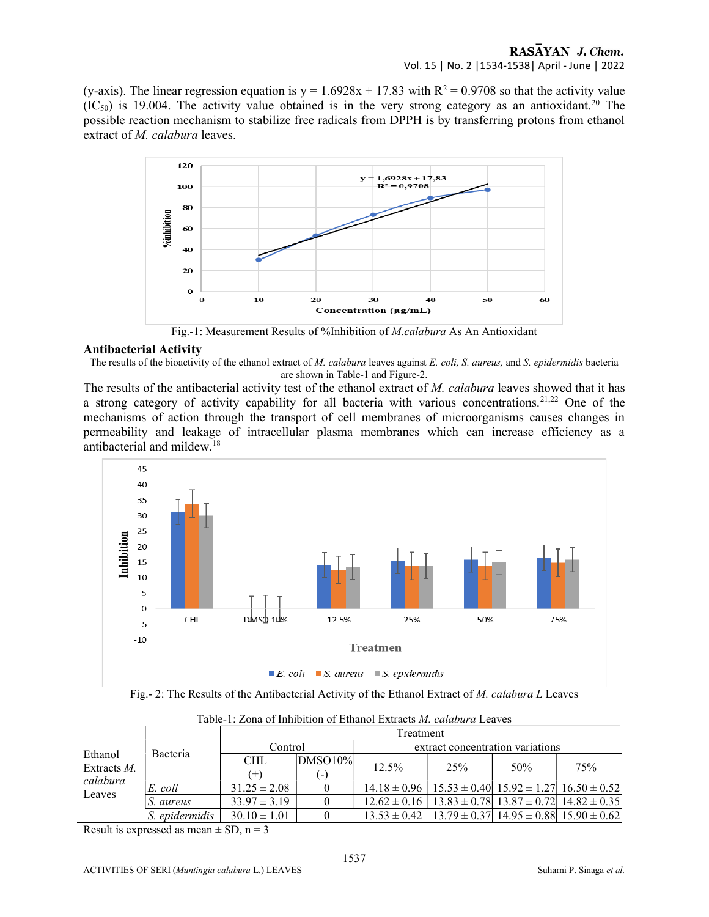(y-axis). The linear regression equation is $y = 1.6928x + 17.83$ with $R^2 = 0.9708$ so that the activity value ($IC_{50}$) is 19.004. The activity value obtained is in the very strong category as an antioxidant.[20] The possible reaction mechanism to stabilize free radicals from DPPH is by transferring protons from ethanol extract of *M. calabura* leaves.

Fig.-1: Measurement Results of %Inhibition of *M.calabura* As An Antioxidant

## Antibacterial Activity

The results of the bioactivity of the ethanol extract of *M. calabura* leaves against *E. coli, S. aureus,* and *S. epidermidis* bacteria are shown in Table-1 and Figure-2.

The results of the antibacterial activity test of the ethanol extract of *M. calabura* leaves showed that it has a strong category of activity capability for all bacteria with various concentrations.[21,22] One of the mechanisms of action through the transport of cell membranes of microorganisms causes changes in permeability and leakage of intracellular plasma membranes which can increase efficiency as a antibacterial and mildew.[18]

Fig.- 2: The Results of the Antibacterial Activity of the Ethanol Extract of *M. calabura L* Leaves

Table-1: Zona of Inhibition of Ethanol Extracts *M. calabura* Leaves

| Ethanol Extracts *M. calabura* Leaves | Bacteria | Treatment | | | | | |
|---|---|---|---|---|---|---|---|
| | | Control | | extract concentration variations | | | |
| | | CHL (+) | DMSO10% (-) | 12.5% | 25% | 50% | 75% |
| | *E. coli* | 31.25 ± 2.08 | 0 | 14.18 ± 0.96 | 15.53 ± 0.40 | 15.92 ± 1.27 | 16.50 ± 0.52 |
| | *S. aureus* | 33.97 ± 3.19 | 0 | 12.62 ± 0.16 | 13.83 ± 0.78 | 13.87 ± 0.72 | 14.82 ± 0.35 |
| | *S. epidermidis* | 30.10 ± 1.01 | 0 | 13.53 ± 0.42 | 13.79 ± 0.37 | 14.95 ± 0.88 | 15.90 ± 0.62 |

Result is expressed as mean ± SD, n = 3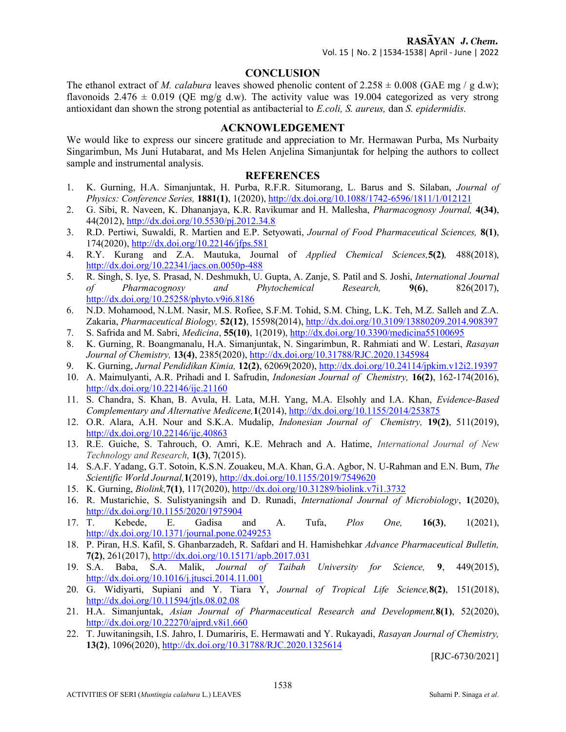## CONCLUSION

The ethanol extract of *M. calabura* leaves showed phenolic content of 2.258 ± 0.008 (GAE mg / g d.w); flavonoids 2.476 ± 0.019 (QE mg/g d.w). The activity value was 19.004 categorized as very strong antioxidant dan shown the strong potential as antibacterial to *E.coli, S. aureus,* dan *S. epidermidis.*

## ACKNOWLEDGEMENT

We would like to express our sincere gratitude and appreciation to Mr. Hermawan Purba, Ms Nurbaity Singarimbun, Ms Juni Hutabarat, and Ms Helen Anjelina Simanjuntak for helping the authors to collect sample and instrumental analysis.

## REFERENCES

1. K. Gurning, H.A. Simanjuntak, H. Purba, R.F.R. Situmorang, L. Barus and S. Silaban, *Journal of Physics: Conference Series,* **1881(1)**, 1(2020), http://dx.doi.org/10.1088/1742-6596/1811/1/012121
2. G. Sibi, R. Naveen, K. Dhananjaya, K.R. Ravikumar and H. Mallesha, *Pharmacognosy Journal,* **4(34)**, 44(2012), http://dx.doi.org/10.5530/pj.2012.34.8
3. R.D. Pertiwi, Suwaldi, R. Martien and E.P. Setyowati, *Journal of Food Pharmaceutical Sciences,* **8(1)**, 174(2020), http://dx.doi.org/10.22146/jfps.581
4. R.Y. Kurang and Z.A. Mautuka, Journal of *Applied Chemical Sciences,* **5(2)***,* 488(2018), http://dx.doi.org/10.22341/jacs.on.0050p-488
5. R. Singh, S. Iye, S. Prasad, N. Deshmukh, U. Gupta, A. Zanje, S. Patil and S. Joshi, *International Journal of Pharmacognosy and Phytochemical Research,* **9(6)**, 826(2017), http://dx.doi.org/10.25258/phyto.v9i6.8186
6. N.D. Mohamood, N.LM. Nasir, M.S. Rofiee, S.F.M. Tohid, S.M. Ching, L.K. Teh, M.Z. Salleh and Z.A. Zakaria, *Pharmaceutical Biology,* **52(12)**, 15598(2014), http://dx.doi.org/10.3109/13880209.2014.908397
7. S. Safrida and M. Sabri, *Medicina*, **55(10)**, 1(2019), http://dx.doi.org/10.3390/medicina55100695
8. K. Gurning, R. Boangmanalu, H.A. Simanjuntak, N. Singarimbun, R. Rahmiati and W. Lestari, *Rasayan Journal of Chemistry,* **13(4)**, 2385(2020), http://dx.doi.org/10.31788/RJC.2020.1345984
9. K. Gurning, *Jurnal Pendidikan Kimia,* **12(2)**, 62069(2020), http://dx.doi.org/10.24114/jpkim.v12i2.19397
10. A. Maimulyanti, A.R. Prihadi and I. Safrudin, *Indonesian Journal of Chemistry,* **16(2)**, 162-174(2016), http://dx.doi.org/10.22146/ijc.21160
11. S. Chandra, S. Khan, B. Avula, H. Lata, M.H. Yang, M.A. Elsohly and I.A. Khan, *Evidence-Based Complementary and Alternative Medicene,* **1**(2014), http://dx.doi.org/10.1155/2014/253875
12. O.R. Alara, A.H. Nour and S.K.A. Mudalip, *Indonesian Journal of Chemistry,* **19(2)**, 511(2019), http://dx.doi.org/10.22146/ijc.40863
13. R.E. Guiche, S. Tahrouch, O. Amri, K.E. Mehrach and A. Hatime, *International Journal of New Technology and Research,* **1(3)**, 7(2015).
14. S.A.F. Yadang, G.T. Sotoin, K.S.N. Zouakeu, M.A. Khan, G.A. Agbor, N. U-Rahman and E.N. Bum, *The Scientific World Journal,* **1**(2019), http://dx.doi.org/10.1155/2019/7549620
15. K. Gurning, *Biolink,* **7(1)**, 117(2020), http://dx.doi.org/10.31289/biolink.v7i1.3732
16. R. Mustarichie, S. Sulistyaningsih and D. Runadi, *International Journal of Microbiology*, **1**(2020), http://dx.doi.org/10.1155/2020/1975904
17. T. Kebede, E. Gadisa and A. Tufa, *Plos One,* **16(3)**, 1(2021), http://dx.doi.org/10.1371/journal.pone.0249253
18. P. Piran, H.S. Kafil, S. Ghanbarzadeh, R. Safdari and H. Hamishehkar *Advance Pharmaceutical Bulletin,* **7(2)**, 261(2017), http://dx.doi.org/10.15171/apb.2017.031
19. S.A. Baba, S.A. Malik, *Journal of Taibah University for Science,* **9**, 449(2015), http://dx.doi.org/10.1016/j.jtusci.2014.11.001
20. G. Widiyarti, Supiani and Y. Tiara Y, *Journal of Tropical Life Science,* **8(2)**, 151(2018), http://dx.doi.org/10.11594/jtls.08.02.08
21. H.A. Simanjuntak, *Asian Journal of Pharmaceutical Research and Development,* **8(1)**, 52(2020), http://dx.doi.org/10.22270/ajprd.v8i1.660
22. T. Juwitaningsih, I.S. Jahro, I. Dumariris, E. Hermawati and Y. Rukayadi, *Rasayan Journal of Chemistry,* **13(2)**, 1096(2020), http://dx.doi.org/10.31788/RJC.2020.1325614

[RJC-6730/2021]